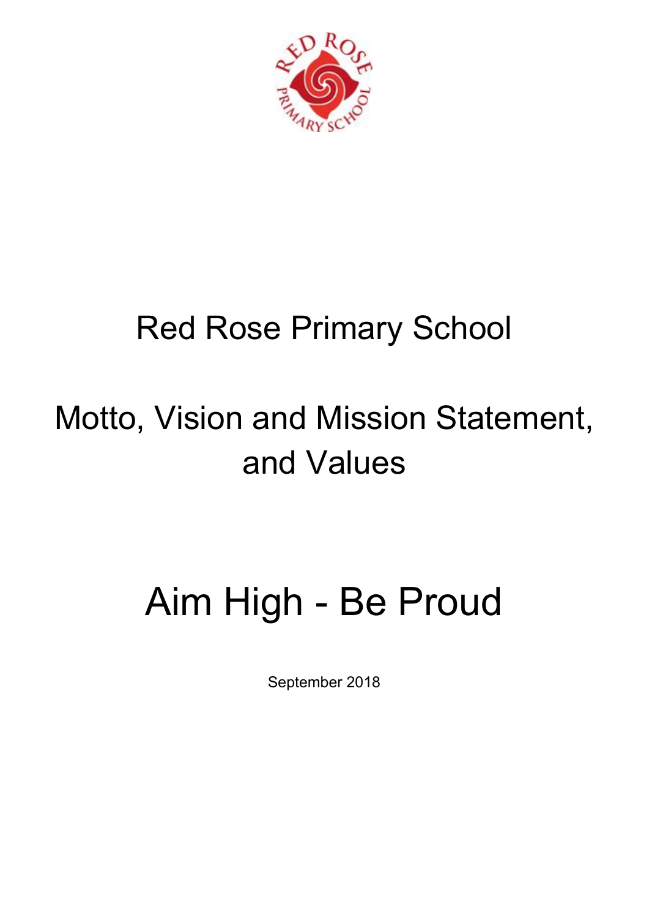# Red Rose Primary School

## Motto, Vision and Mission Statement, and Values

# Aim High - Be Proud

September 2018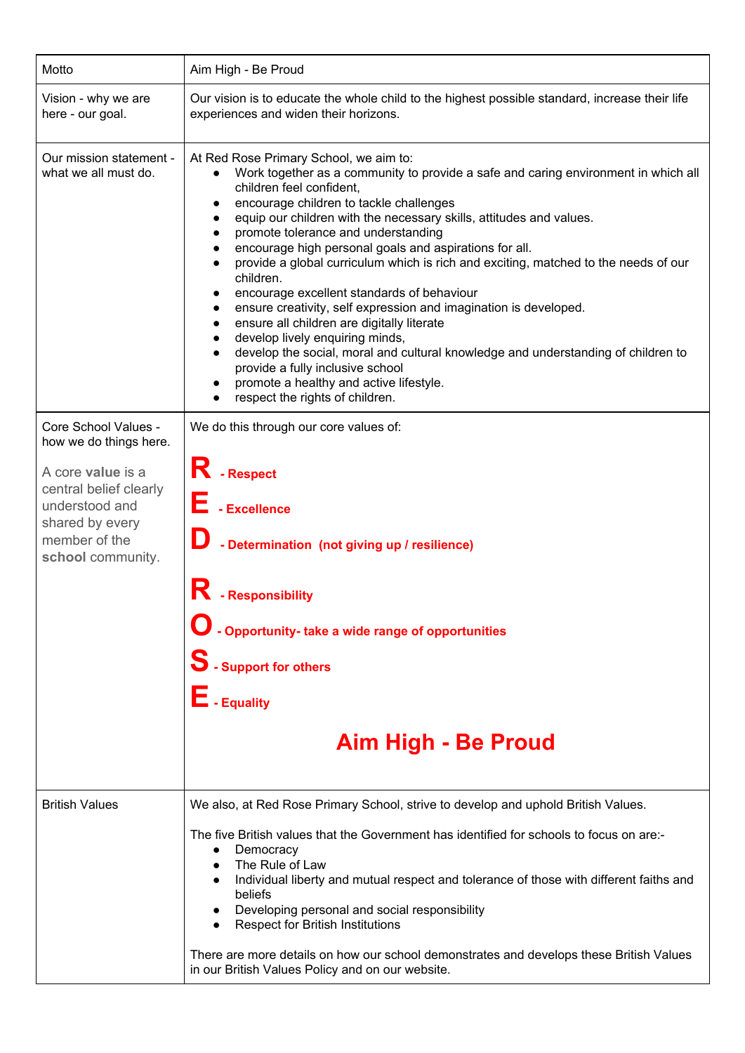| | |
|---|---|
| Motto | Aim High - Be Proud |
| Vision - why we are here - our goal. | Our vision is to educate the whole child to the highest possible standard, increase their life experiences and widen their horizons. |
| Our mission statement - what we all must do. | At Red Rose Primary School, we aim to:<br>• Work together as a community to provide a safe and caring environment in which all children feel confident,<br>• encourage children to tackle challenges<br>• equip our children with the necessary skills, attitudes and values.<br>• promote tolerance and understanding<br>• encourage high personal goals and aspirations for all.<br>• provide a global curriculum which is rich and exciting, matched to the needs of our children.<br>• encourage excellent standards of behaviour<br>• ensure creativity, self expression and imagination is developed.<br>• ensure all children are digitally literate<br>• develop lively enquiring minds,<br>• develop the social, moral and cultural knowledge and understanding of children to provide a fully inclusive school<br>• promote a healthy and active lifestyle.<br>• respect the rights of children. |
| Core School Values - how we do things here.<br><br>A core **value** is a central belief clearly understood and shared by every member of the **school** community. | We do this through our core values of:<br><br>**R** **- Respect**<br>**E** **- Excellence**<br>**D** **- Determination (not giving up / resilience)**<br>**R** **- Responsibility**<br>**O** **- Opportunity- take a wide range of opportunities**<br>**S** **- Support for others**<br>**E** **- Equality**<br><br>**Aim High - Be Proud** |
| British Values | We also, at Red Rose Primary School, strive to develop and uphold British Values.<br><br>The five British values that the Government has identified for schools to focus on are:-<br>• Democracy<br>• The Rule of Law<br>• Individual liberty and mutual respect and tolerance of those with different faiths and beliefs<br>• Developing personal and social responsibility<br>• Respect for British Institutions<br><br>There are more details on how our school demonstrates and develops these British Values in our British Values Policy and on our website. |